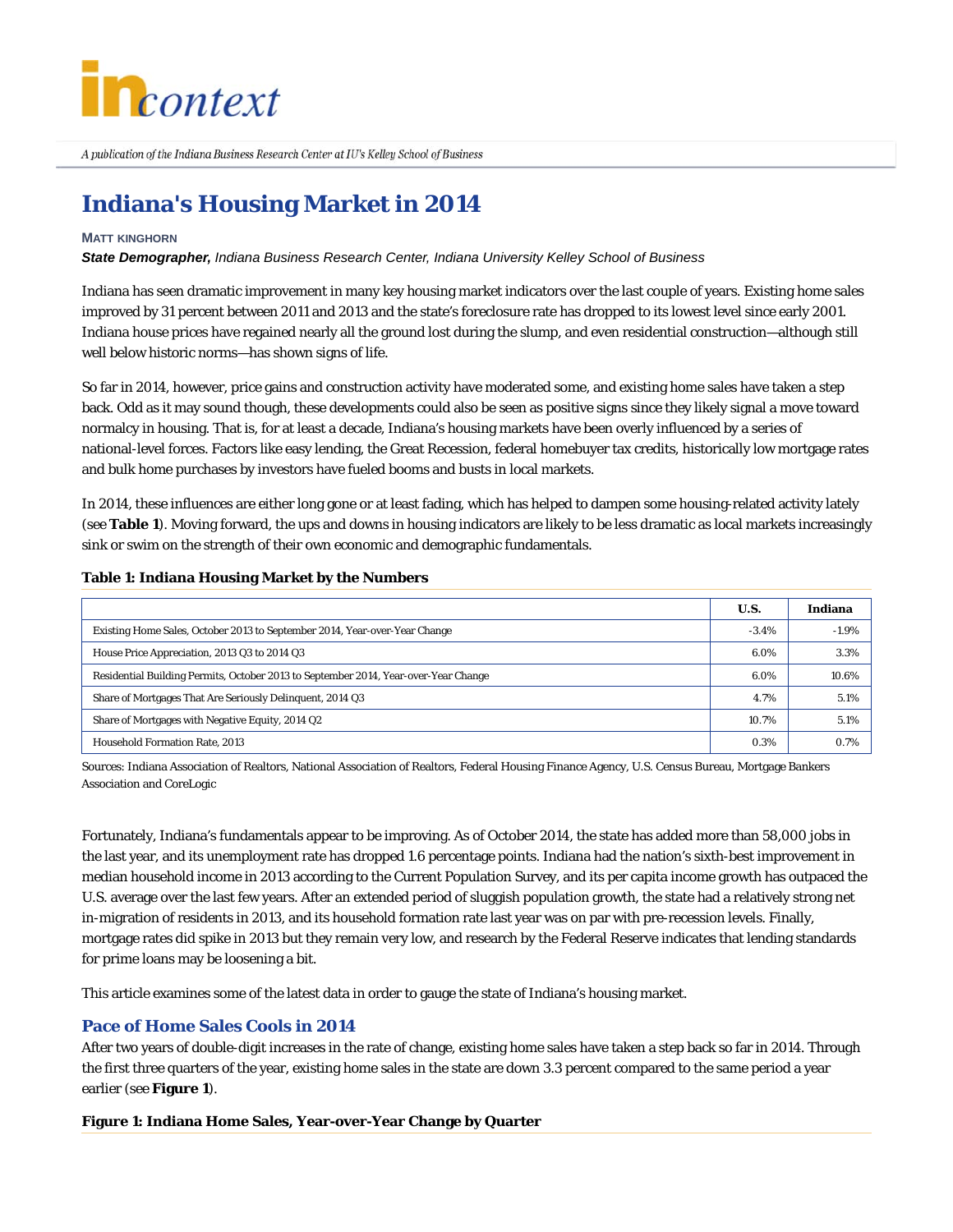# Indiana's Housing Market in 2014

**MATT KINGHORN**

***State Demographer,*** *Indiana Business Research Center, Indiana University Kelley School of Business*

Indiana has seen dramatic improvement in many key housing market indicators over the last couple of years. Existing home sales improved by 31 percent between 2011 and 2013 and the state's foreclosure rate has dropped to its lowest level since early 2001. Indiana house prices have regained nearly all the ground lost during the slump, and even residential construction—although still well below historic norms—has shown signs of life.

So far in 2014, however, price gains and construction activity have moderated some, and existing home sales have taken a step back. Odd as it may sound though, these developments could also be seen as positive signs since they likely signal a move toward normalcy in housing. That is, for at least a decade, Indiana's housing markets have been overly influenced by a series of national-level forces. Factors like easy lending, the Great Recession, federal homebuyer tax credits, historically low mortgage rates and bulk home purchases by investors have fueled booms and busts in local markets.

In 2014, these influences are either long gone or at least fading, which has helped to dampen some housing-related activity lately (see **Table 1**). Moving forward, the ups and downs in housing indicators are likely to be less dramatic as local markets increasingly sink or swim on the strength of their own economic and demographic fundamentals.

**Table 1: Indiana Housing Market by the Numbers**

| | U.S. | Indiana |
|---|---|---|
| Existing Home Sales, October 2013 to September 2014, Year-over-Year Change | -3.4% | -1.9% |
| House Price Appreciation, 2013 Q3 to 2014 Q3 | 6.0% | 3.3% |
| Residential Building Permits, October 2013 to September 2014, Year-over-Year Change | 6.0% | 10.6% |
| Share of Mortgages That Are Seriously Delinquent, 2014 Q3 | 4.7% | 5.1% |
| Share of Mortgages with Negative Equity, 2014 Q2 | 10.7% | 5.1% |
| Household Formation Rate, 2013 | 0.3% | 0.7% |

Sources: Indiana Association of Realtors, National Association of Realtors, Federal Housing Finance Agency, U.S. Census Bureau, Mortgage Bankers Association and CoreLogic

Fortunately, Indiana's fundamentals appear to be improving. As of October 2014, the state has added more than 58,000 jobs in the last year, and its unemployment rate has dropped 1.6 percentage points. Indiana had the nation's sixth-best improvement in median household income in 2013 according to the Current Population Survey, and its per capita income growth has outpaced the U.S. average over the last few years. After an extended period of sluggish population growth, the state had a relatively strong net in-migration of residents in 2013, and its household formation rate last year was on par with pre-recession levels. Finally, mortgage rates did spike in 2013 but they remain very low, and research by the Federal Reserve indicates that lending standards for prime loans may be loosening a bit.

This article examines some of the latest data in order to gauge the state of Indiana's housing market.

## Pace of Home Sales Cools in 2014

After two years of double-digit increases in the rate of change, existing home sales have taken a step back so far in 2014. Through the first three quarters of the year, existing home sales in the state are down 3.3 percent compared to the same period a year earlier (see **Figure 1**).

**Figure 1: Indiana Home Sales, Year-over-Year Change by Quarter**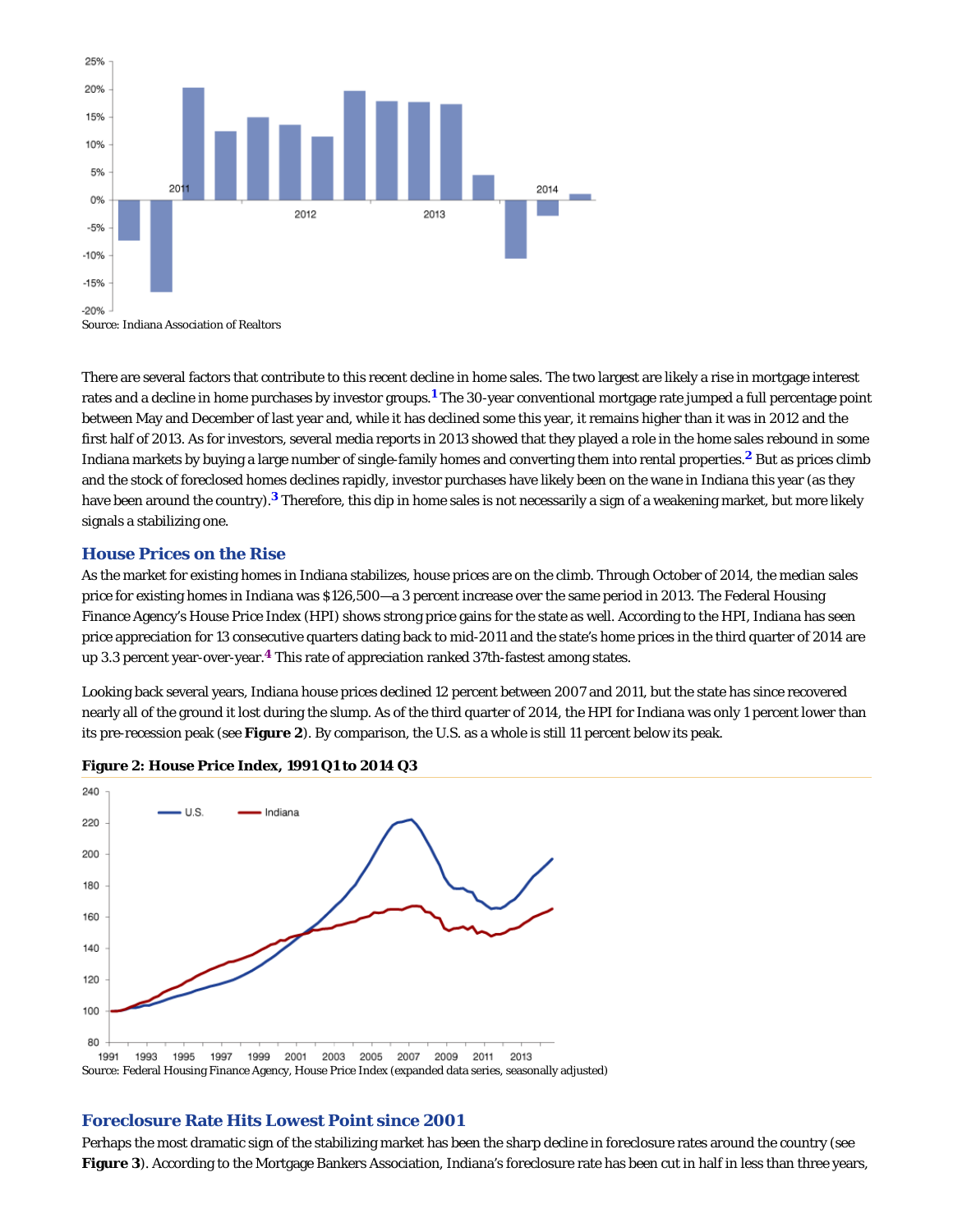Source: Indiana Association of Realtors

There are several factors that contribute to this recent decline in home sales. The two largest are likely a rise in mortgage interest rates and a decline in home purchases by investor groups.[1] The 30-year conventional mortgage rate jumped a full percentage point between May and December of last year and, while it has declined some this year, it remains higher than it was in 2012 and the first half of 2013. As for investors, several media reports in 2013 showed that they played a role in the home sales rebound in some Indiana markets by buying a large number of single-family homes and converting them into rental properties.[2] But as prices climb and the stock of foreclosed homes declines rapidly, investor purchases have likely been on the wane in Indiana this year (as they have been around the country).[3] Therefore, this dip in home sales is not necessarily a sign of a weakening market, but more likely signals a stabilizing one.

## House Prices on the Rise

As the market for existing homes in Indiana stabilizes, house prices are on the climb. Through October of 2014, the median sales price for existing homes in Indiana was $126,500—a 3 percent increase over the same period in 2013. The Federal Housing Finance Agency's House Price Index (HPI) shows strong price gains for the state as well. According to the HPI, Indiana has seen price appreciation for 13 consecutive quarters dating back to mid-2011 and the state's home prices in the third quarter of 2014 are up 3.3 percent year-over-year.[4] This rate of appreciation ranked 37th-fastest among states.

Looking back several years, Indiana house prices declined 12 percent between 2007 and 2011, but the state has since recovered nearly all of the ground it lost during the slump. As of the third quarter of 2014, the HPI for Indiana was only 1 percent lower than its pre-recession peak (see **Figure 2**). By comparison, the U.S. as a whole is still 11 percent below its peak.

**Figure 2: House Price Index, 1991 Q1 to 2014 Q3**

Source: Federal Housing Finance Agency, House Price Index (expanded data series, seasonally adjusted)

## Foreclosure Rate Hits Lowest Point since 2001

Perhaps the most dramatic sign of the stabilizing market has been the sharp decline in foreclosure rates around the country (see **Figure 3**). According to the Mortgage Bankers Association, Indiana's foreclosure rate has been cut in half in less than three years,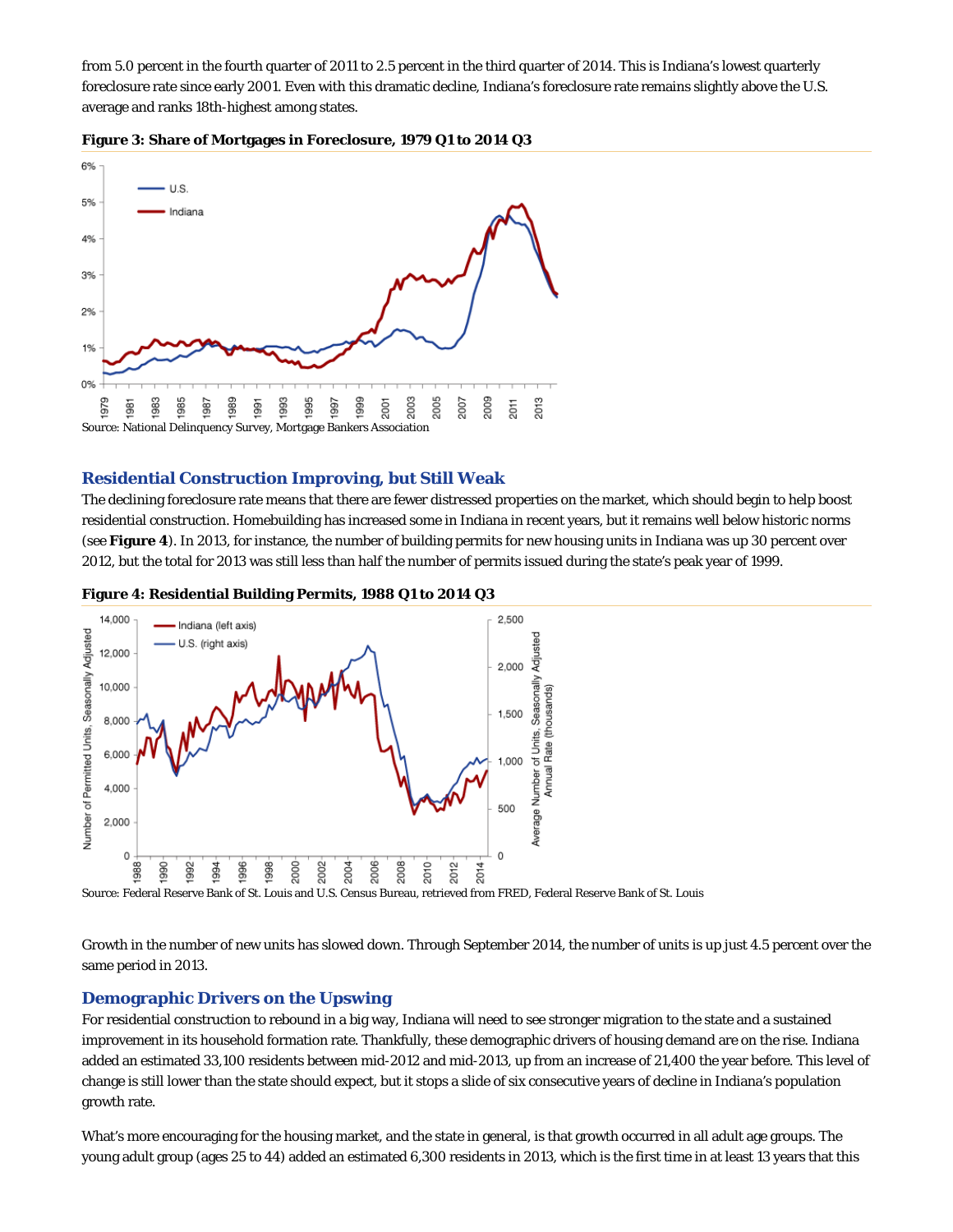from 5.0 percent in the fourth quarter of 2011 to 2.5 percent in the third quarter of 2014. This is Indiana's lowest quarterly foreclosure rate since early 2001. Even with this dramatic decline, Indiana's foreclosure rate remains slightly above the U.S. average and ranks 18th-highest among states.

**Figure 3: Share of Mortgages in Foreclosure, 1979 Q1 to 2014 Q3**

Source: National Delinquency Survey, Mortgage Bankers Association

## Residential Construction Improving, but Still Weak

The declining foreclosure rate means that there are fewer distressed properties on the market, which should begin to help boost residential construction. Homebuilding has increased some in Indiana in recent years, but it remains well below historic norms (see **Figure 4**). In 2013, for instance, the number of building permits for new housing units in Indiana was up 30 percent over 2012, but the total for 2013 was still less than half the number of permits issued during the state's peak year of 1999.

**Figure 4: Residential Building Permits, 1988 Q1 to 2014 Q3**

Source: Federal Reserve Bank of St. Louis and U.S. Census Bureau, retrieved from FRED, Federal Reserve Bank of St. Louis

Growth in the number of new units has slowed down. Through September 2014, the number of units is up just 4.5 percent over the same period in 2013.

## Demographic Drivers on the Upswing

For residential construction to rebound in a big way, Indiana will need to see stronger migration to the state and a sustained improvement in its household formation rate. Thankfully, these demographic drivers of housing demand are on the rise. Indiana added an estimated 33,100 residents between mid-2012 and mid-2013, up from an increase of 21,400 the year before. This level of change is still lower than the state should expect, but it stops a slide of six consecutive years of decline in Indiana's population growth rate.

What's more encouraging for the housing market, and the state in general, is that growth occurred in all adult age groups. The young adult group (ages 25 to 44) added an estimated 6,300 residents in 2013, which is the first time in at least 13 years that this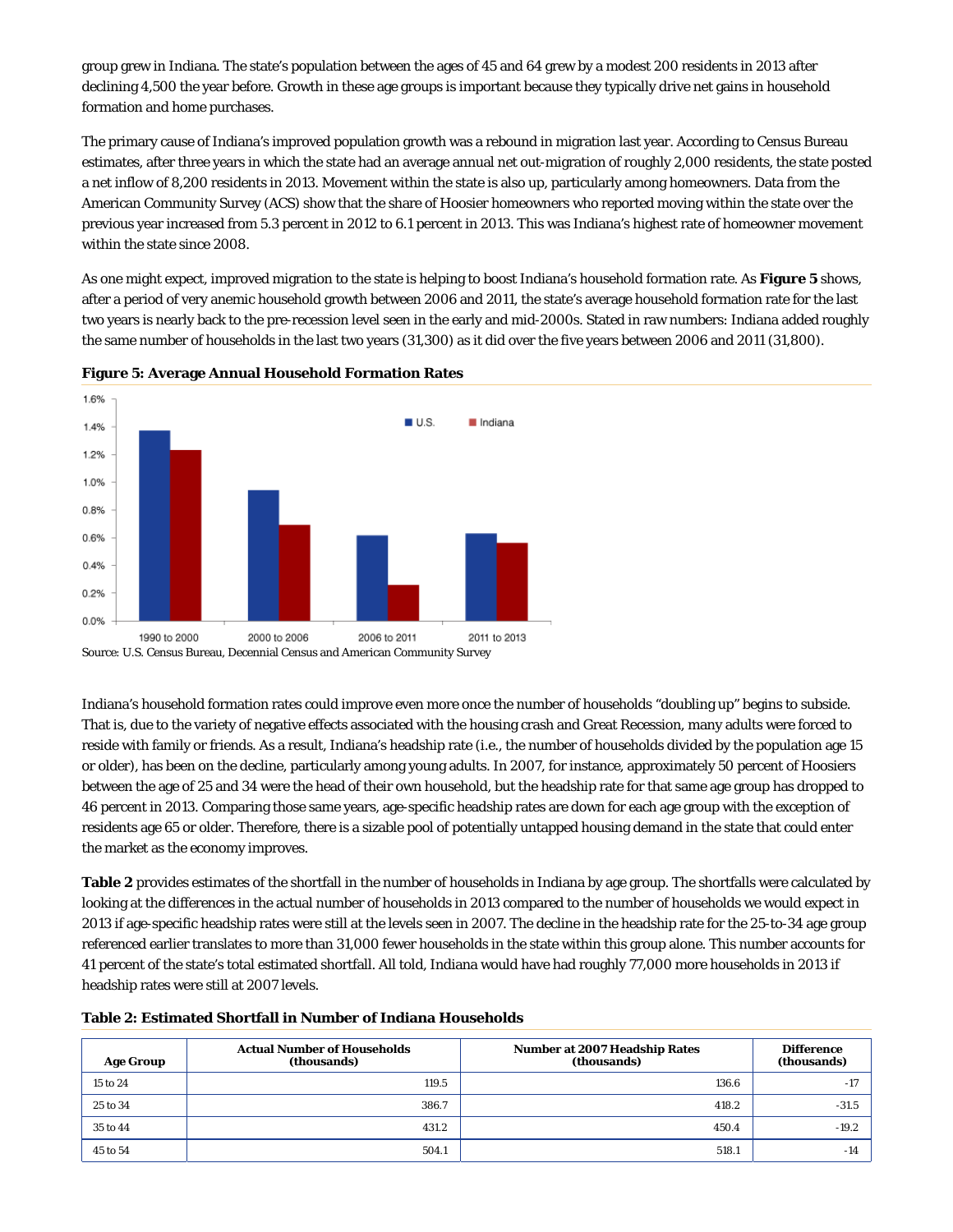group grew in Indiana. The state's population between the ages of 45 and 64 grew by a modest 200 residents in 2013 after declining 4,500 the year before. Growth in these age groups is important because they typically drive net gains in household formation and home purchases.

The primary cause of Indiana's improved population growth was a rebound in migration last year. According to Census Bureau estimates, after three years in which the state had an average annual net out-migration of roughly 2,000 residents, the state posted a net inflow of 8,200 residents in 2013. Movement within the state is also up, particularly among homeowners. Data from the American Community Survey (ACS) show that the share of Hoosier homeowners who reported moving within the state over the previous year increased from 5.3 percent in 2012 to 6.1 percent in 2013. This was Indiana's highest rate of homeowner movement within the state since 2008.

As one might expect, improved migration to the state is helping to boost Indiana's household formation rate. As **Figure 5** shows, after a period of very anemic household growth between 2006 and 2011, the state's average household formation rate for the last two years is nearly back to the pre-recession level seen in the early and mid-2000s. Stated in raw numbers: Indiana added roughly the same number of households in the last two years (31,300) as it did over the five years between 2006 and 2011 (31,800).

**Figure 5: Average Annual Household Formation Rates**

Source: U.S. Census Bureau, Decennial Census and American Community Survey

Indiana's household formation rates could improve even more once the number of households "doubling up" begins to subside. That is, due to the variety of negative effects associated with the housing crash and Great Recession, many adults were forced to reside with family or friends. As a result, Indiana's headship rate (i.e., the number of households divided by the population age 15 or older), has been on the decline, particularly among young adults. In 2007, for instance, approximately 50 percent of Hoosiers between the age of 25 and 34 were the head of their own household, but the headship rate for that same age group has dropped to 46 percent in 2013. Comparing those same years, age-specific headship rates are down for each age group with the exception of residents age 65 or older. Therefore, there is a sizable pool of potentially untapped housing demand in the state that could enter the market as the economy improves.

**Table 2** provides estimates of the shortfall in the number of households in Indiana by age group. The shortfalls were calculated by looking at the differences in the actual number of households in 2013 compared to the number of households we would expect in 2013 if age-specific headship rates were still at the levels seen in 2007. The decline in the headship rate for the 25-to-34 age group referenced earlier translates to more than 31,000 fewer households in the state within this group alone. This number accounts for 41 percent of the state's total estimated shortfall. All told, Indiana would have had roughly 77,000 more households in 2013 if headship rates were still at 2007 levels.

**Table 2: Estimated Shortfall in Number of Indiana Households**

| Age Group | Actual Number of Households (thousands) | Number at 2007 Headship Rates (thousands) | Difference (thousands) |
|---|---|---|---|
| 15 to 24 | 119.5 | 136.6 | -17 |
| 25 to 34 | 386.7 | 418.2 | -31.5 |
| 35 to 44 | 431.2 | 450.4 | -19.2 |
| 45 to 54 | 504.1 | 518.1 | -14 |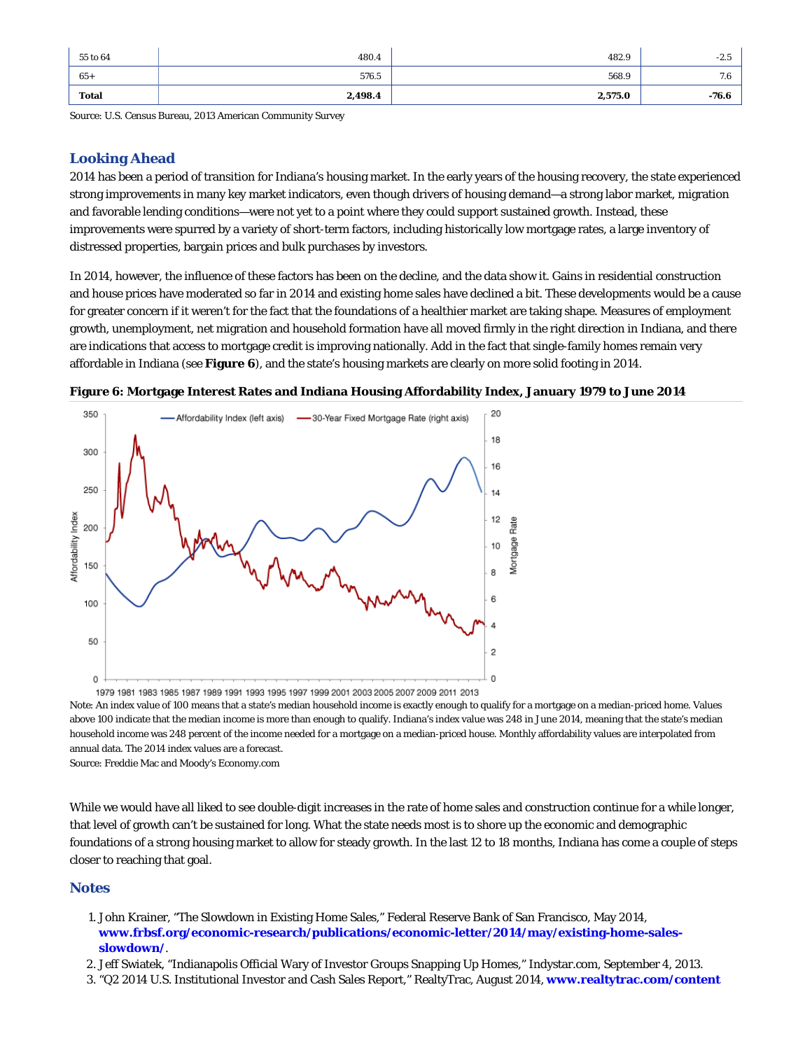| 55 to 64 | 480.4 | 482.9 | -2.5 |
|---|---|---|---|
| 65+ | 576.5 | 568.9 | 7.6 |
| **Total** | **2,498.4** | **2,575.0** | **-76.6** |

Source: U.S. Census Bureau, 2013 American Community Survey

## Looking Ahead

2014 has been a period of transition for Indiana's housing market. In the early years of the housing recovery, the state experienced strong improvements in many key market indicators, even though drivers of housing demand—a strong labor market, migration and favorable lending conditions—were not yet to a point where they could support sustained growth. Instead, these improvements were spurred by a variety of short-term factors, including historically low mortgage rates, a large inventory of distressed properties, bargain prices and bulk purchases by investors.

In 2014, however, the influence of these factors has been on the decline, and the data show it. Gains in residential construction and house prices have moderated so far in 2014 and existing home sales have declined a bit. These developments would be a cause for greater concern if it weren't for the fact that the foundations of a healthier market are taking shape. Measures of employment growth, unemployment, net migration and household formation have all moved firmly in the right direction in Indiana, and there are indications that access to mortgage credit is improving nationally. Add in the fact that single-family homes remain very affordable in Indiana (see **Figure 6**), and the state's housing markets are clearly on more solid footing in 2014.

**Figure 6: Mortgage Interest Rates and Indiana Housing Affordability Index, January 1979 to June 2014**

Note: An index value of 100 means that a state's median household income is exactly enough to qualify for a mortgage on a median-priced home. Values above 100 indicate that the median income is more than enough to qualify. Indiana's index value was 248 in June 2014, meaning that the state's median household income was 248 percent of the income needed for a mortgage on a median-priced house. Monthly affordability values are interpolated from annual data. The 2014 index values are a forecast.

Source: Freddie Mac and Moody's Economy.com

While we would have all liked to see double-digit increases in the rate of home sales and construction continue for a while longer, that level of growth can't be sustained for long. What the state needs most is to shore up the economic and demographic foundations of a strong housing market to allow for steady growth. In the last 12 to 18 months, Indiana has come a couple of steps closer to reaching that goal.

## Notes

1. John Krainer, "The Slowdown in Existing Home Sales," Federal Reserve Bank of San Francisco, May 2014, **www.frbsf.org/economic-research/publications/economic-letter/2014/may/existing-home-sales-slowdown/**.
2. Jeff Swiatek, "Indianapolis Official Wary of Investor Groups Snapping Up Homes," Indystar.com, September 4, 2013.
3. "Q2 2014 U.S. Institutional Investor and Cash Sales Report," RealtyTrac, August 2014, **www.realtytrac.com/content**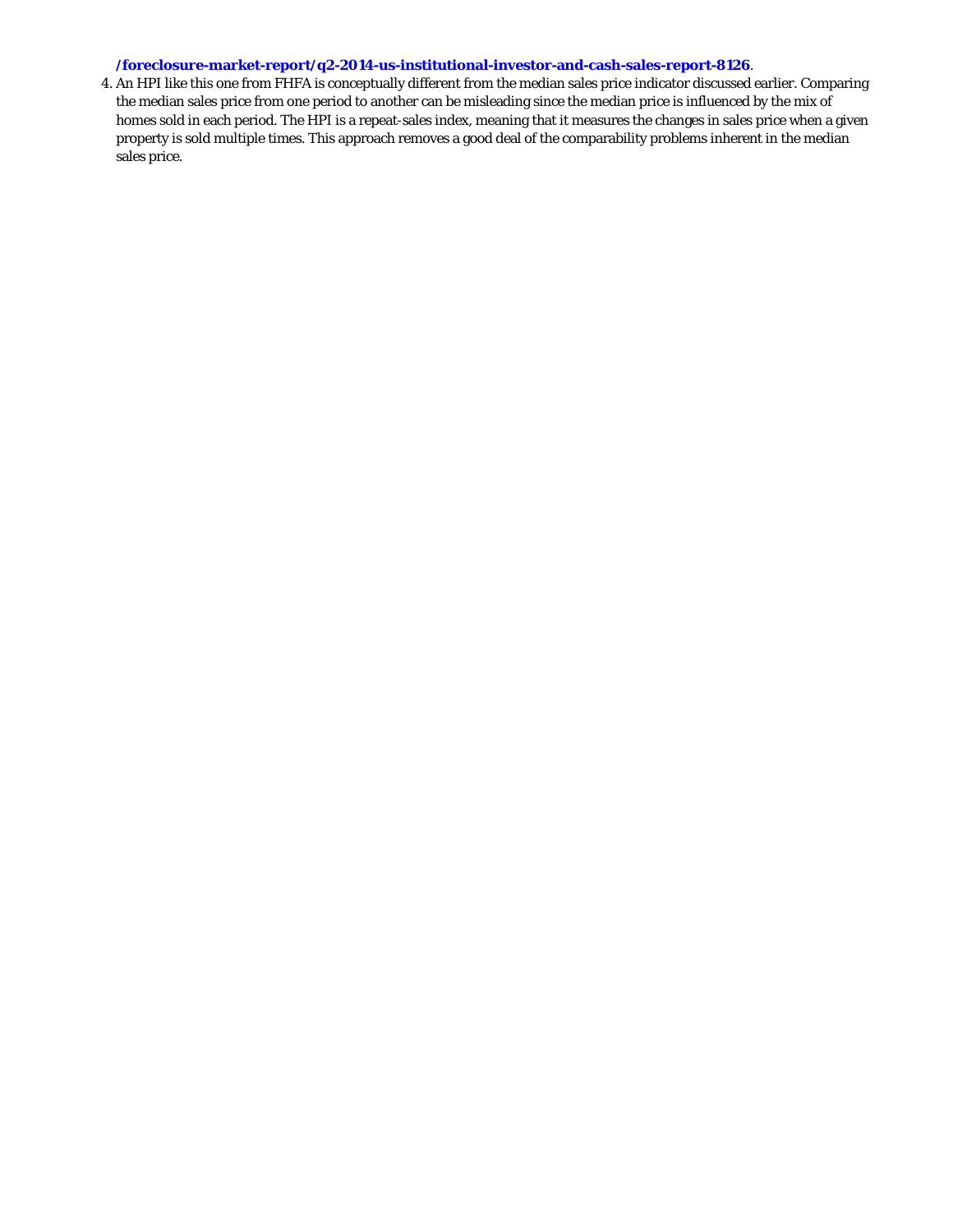**/foreclosure-market-report/q2-2014-us-institutional-investor-and-cash-sales-report-8126**.

4. An HPI like this one from FHFA is conceptually different from the median sales price indicator discussed earlier. Comparing the median sales price from one period to another can be misleading since the median price is influenced by the mix of homes sold in each period. The HPI is a repeat-sales index, meaning that it measures the changes in sales price when a given property is sold multiple times. This approach removes a good deal of the comparability problems inherent in the median sales price.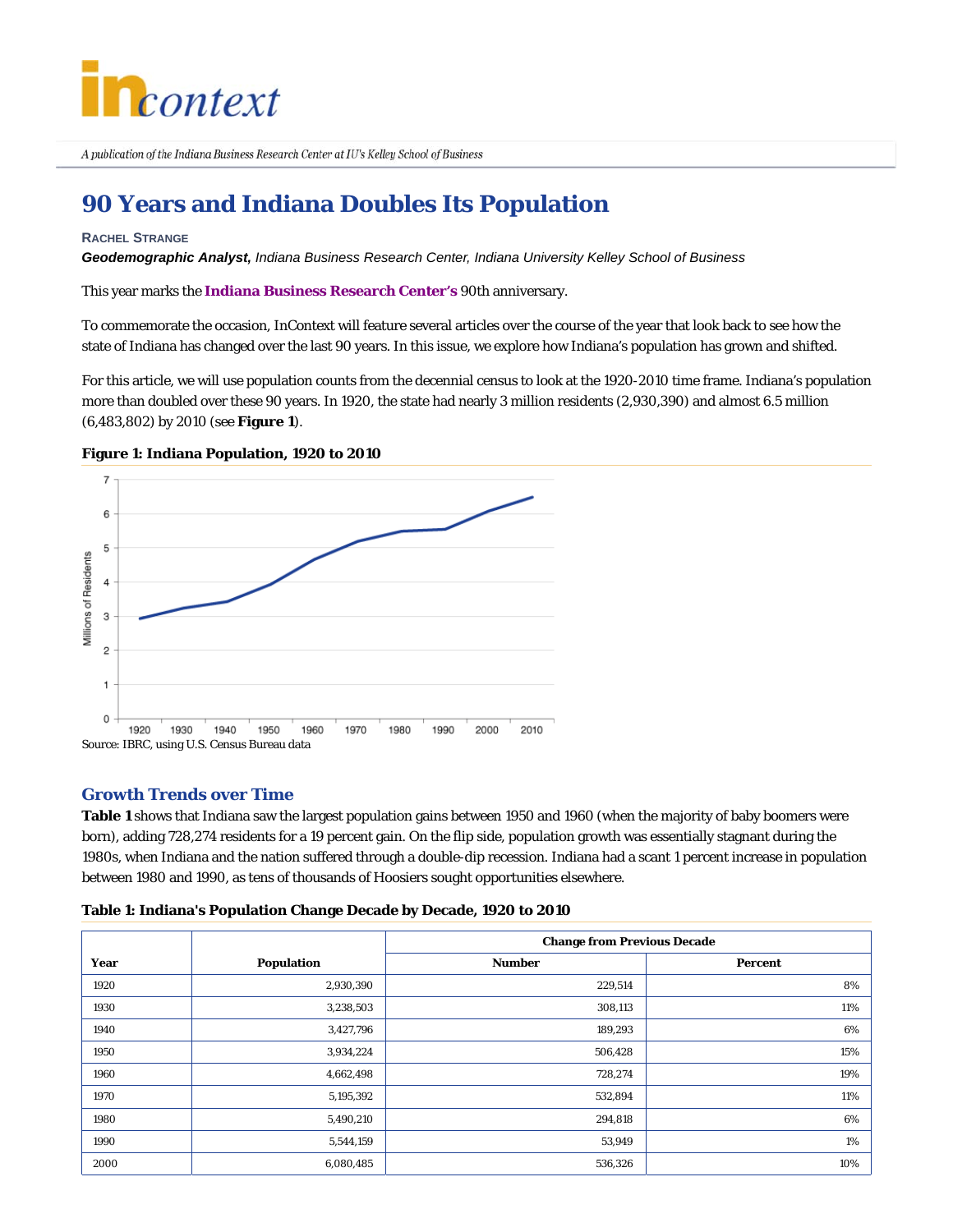![incontext](logo)

*A publication of the Indiana Business Research Center at IU's Kelley School of Business*

# 90 Years and Indiana Doubles Its Population

**Rachel Strange**

***Geodemographic Analyst,*** *Indiana Business Research Center, Indiana University Kelley School of Business*

This year marks the **Indiana Business Research Center's** 90th anniversary.

To commemorate the occasion, InContext will feature several articles over the course of the year that look back to see how the state of Indiana has changed over the last 90 years. In this issue, we explore how Indiana's population has grown and shifted.

For this article, we will use population counts from the decennial census to look at the 1920-2010 time frame. Indiana's population more than doubled over these 90 years. In 1920, the state had nearly 3 million residents (2,930,390) and almost 6.5 million (6,483,802) by 2010 (see **Figure 1**).

**Figure 1: Indiana Population, 1920 to 2010**

Source: IBRC, using U.S. Census Bureau data

## Growth Trends over Time

**Table 1** shows that Indiana saw the largest population gains between 1950 and 1960 (when the majority of baby boomers were born), adding 728,274 residents for a 19 percent gain. On the flip side, population growth was essentially stagnant during the 1980s, when Indiana and the nation suffered through a double-dip recession. Indiana had a scant 1 percent increase in population between 1980 and 1990, as tens of thousands of Hoosiers sought opportunities elsewhere.

**Table 1: Indiana's Population Change Decade by Decade, 1920 to 2010**

| | | Change from Previous Decade | |
|---|---|---|---|
| **Year** | **Population** | **Number** | **Percent** |
| 1920 | 2,930,390 | 229,514 | 8% |
| 1930 | 3,238,503 | 308,113 | 11% |
| 1940 | 3,427,796 | 189,293 | 6% |
| 1950 | 3,934,224 | 506,428 | 15% |
| 1960 | 4,662,498 | 728,274 | 19% |
| 1970 | 5,195,392 | 532,894 | 11% |
| 1980 | 5,490,210 | 294,818 | 6% |
| 1990 | 5,544,159 | 53,949 | 1% |
| 2000 | 6,080,485 | 536,326 | 10% |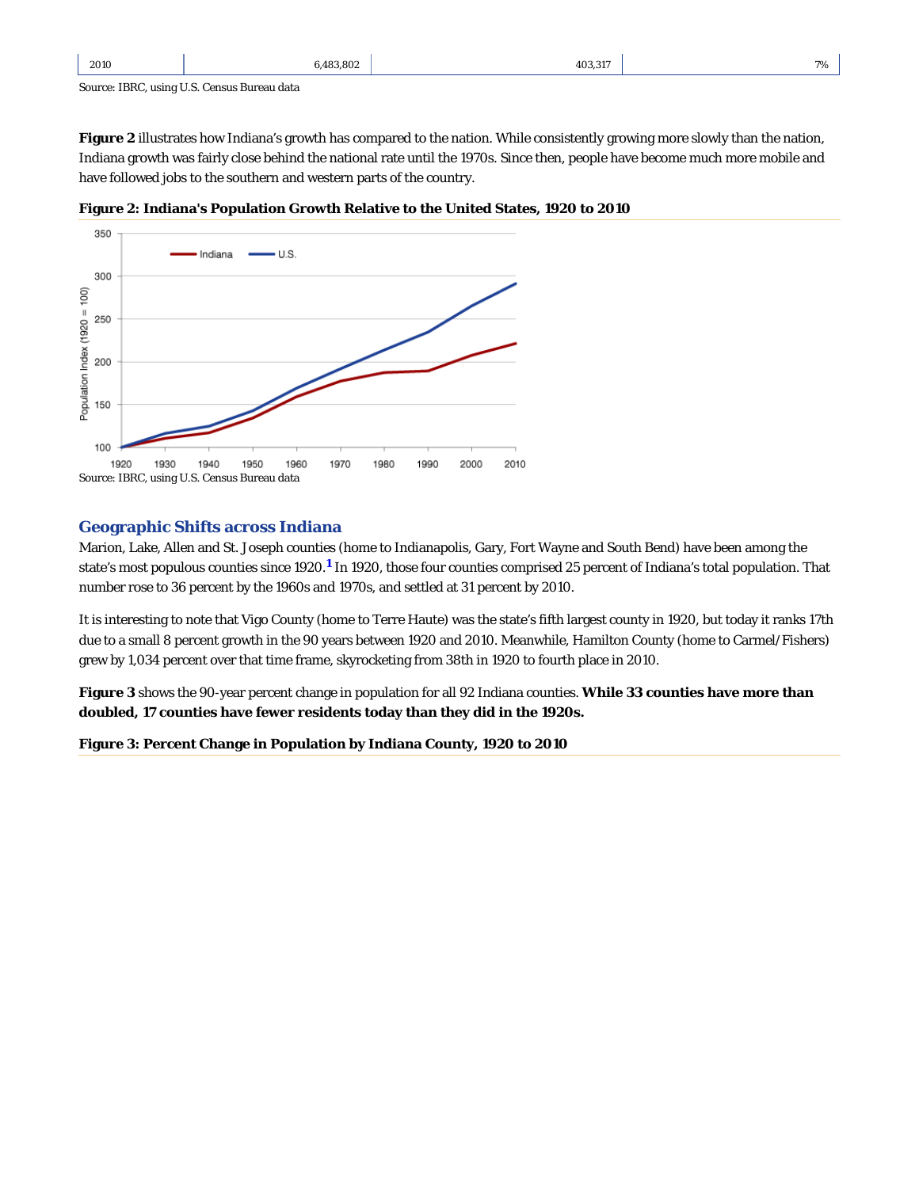| 2010 | 6,483,802 | 403,317 | 7% |
|---|---|---|---|

Source: IBRC, using U.S. Census Bureau data

**Figure 2** illustrates how Indiana's growth has compared to the nation. While consistently growing more slowly than the nation, Indiana growth was fairly close behind the national rate until the 1970s. Since then, people have become much more mobile and have followed jobs to the southern and western parts of the country.

**Figure 2: Indiana's Population Growth Relative to the United States, 1920 to 2010**

Source: IBRC, using U.S. Census Bureau data

## Geographic Shifts across Indiana

Marion, Lake, Allen and St. Joseph counties (home to Indianapolis, Gary, Fort Wayne and South Bend) have been among the state's most populous counties since 1920.[1] In 1920, those four counties comprised 25 percent of Indiana's total population. That number rose to 36 percent by the 1960s and 1970s, and settled at 31 percent by 2010.

It is interesting to note that Vigo County (home to Terre Haute) was the state's fifth largest county in 1920, but today it ranks 17th due to a small 8 percent growth in the 90 years between 1920 and 2010. Meanwhile, Hamilton County (home to Carmel/Fishers) grew by 1,034 percent over that time frame, skyrocketing from 38th in 1920 to fourth place in 2010.

**Figure 3** shows the 90-year percent change in population for all 92 Indiana counties. **While 33 counties have more than doubled, 17 counties have fewer residents today than they did in the 1920s.**

**Figure 3: Percent Change in Population by Indiana County, 1920 to 2010**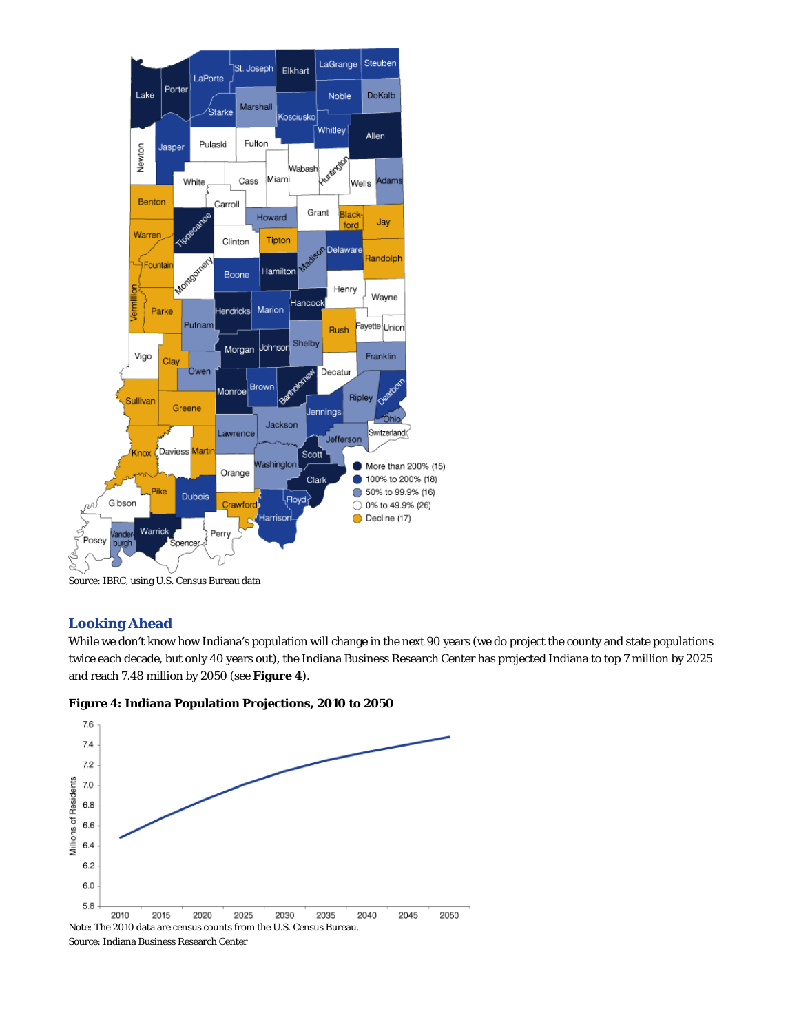Source: IBRC, using U.S. Census Bureau data

## Looking Ahead

While we don't know how Indiana's population will change in the next 90 years (we do project the county and state populations twice each decade, but only 40 years out), the Indiana Business Research Center has projected Indiana to top 7 million by 2025 and reach 7.48 million by 2050 (see **Figure 4**).

**Figure 4: Indiana Population Projections, 2010 to 2050**

Note: The 2010 data are census counts from the U.S. Census Bureau.

Source: Indiana Business Research Center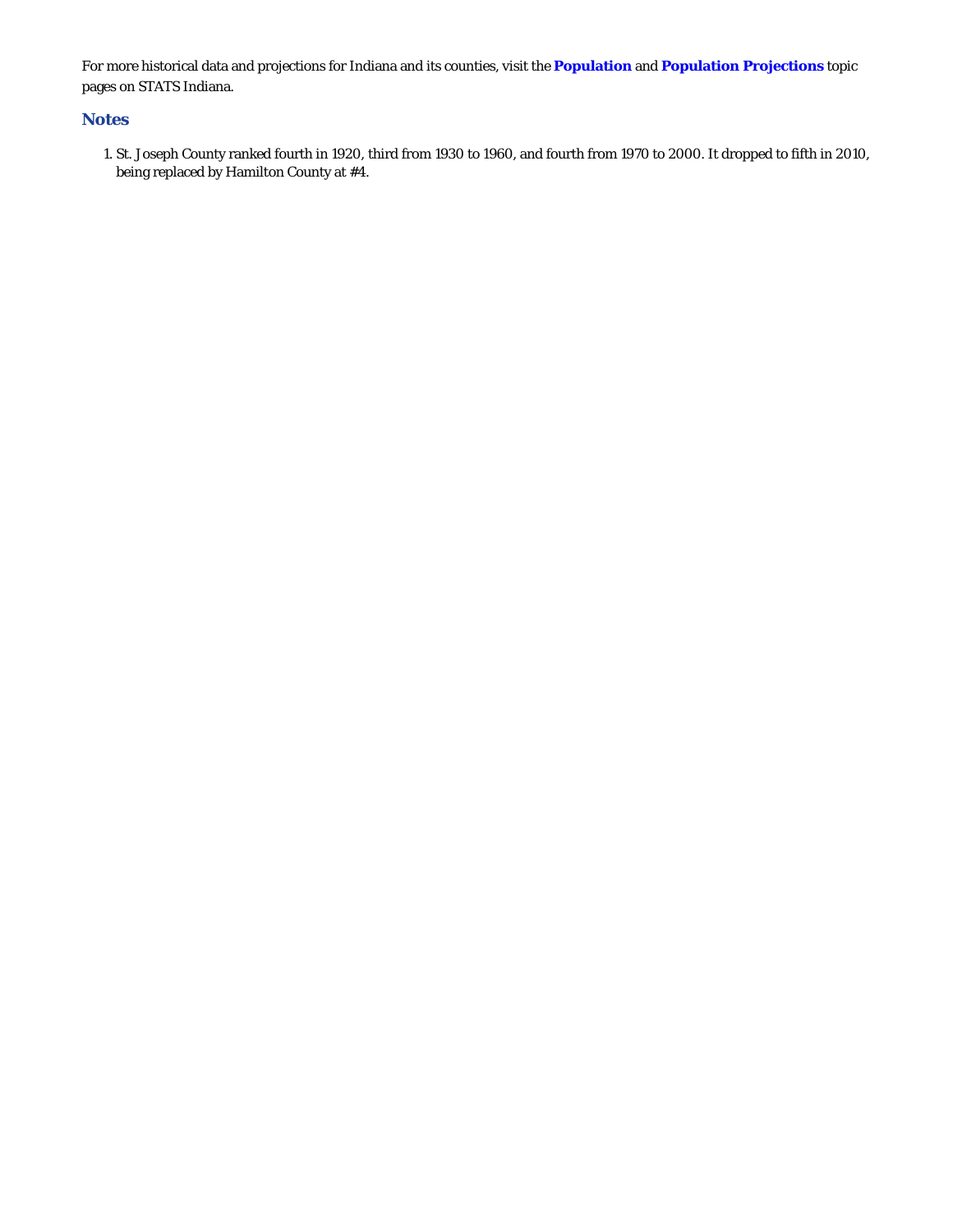For more historical data and projections for Indiana and its counties, visit the **Population** and **Population Projections** topic pages on STATS Indiana.

## Notes

1. St. Joseph County ranked fourth in 1920, third from 1930 to 1960, and fourth from 1970 to 2000. It dropped to fifth in 2010, being replaced by Hamilton County at #4.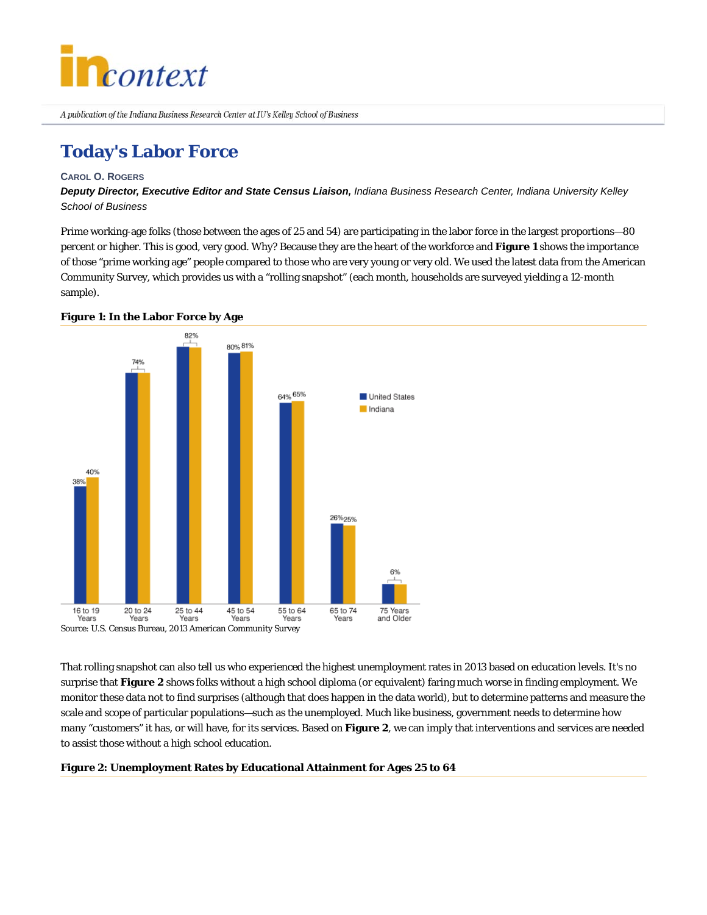# Today's Labor Force

**Carol O. Rogers**

***Deputy Director, Executive Editor and State Census Liaison,*** *Indiana Business Research Center, Indiana University Kelley School of Business*

Prime working-age folks (those between the ages of 25 and 54) are participating in the labor force in the largest proportions—80 percent or higher. This is good, very good. Why? Because they are the heart of the workforce and **Figure 1** shows the importance of those "prime working age" people compared to those who are very young or very old. We used the latest data from the American Community Survey, which provides us with a "rolling snapshot" (each month, households are surveyed yielding a 12-month sample).

**Figure 1: In the Labor Force by Age**

| Age | United States | Indiana |
|---|---|---|
| 16 to 19 Years | 38% | 40% |
| 20 to 24 Years | 74% | 74% |
| 25 to 44 Years | 82% | 82% |
| 45 to 54 Years | 80% | 81% |
| 55 to 64 Years | 64% | 65% |
| 65 to 74 Years | 26% | 25% |
| 75 Years and Older | 6% | 6% |

Source: U.S. Census Bureau, 2013 American Community Survey

That rolling snapshot can also tell us who experienced the highest unemployment rates in 2013 based on education levels. It's no surprise that **Figure 2** shows folks without a high school diploma (or equivalent) faring much worse in finding employment. We monitor these data not to find surprises (although that does happen in the data world), but to determine patterns and measure the scale and scope of particular populations—such as the unemployed. Much like business, government needs to determine how many "customers" it has, or will have, for its services. Based on **Figure 2**, we can imply that interventions and services are needed to assist those without a high school education.

**Figure 2: Unemployment Rates by Educational Attainment for Ages 25 to 64**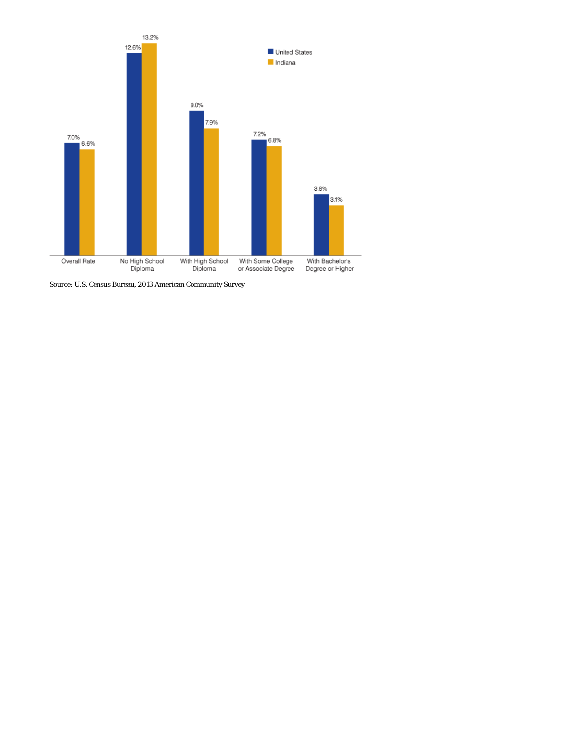13.2%

12.6%

United States

Indiana

9.0%

7.9%

7.0%

6.6%

7.2%

6.8%

3.8%

3.1%

Overall Rate

No High School Diploma

With High School Diploma

With Some College or Associate Degree

With Bachelor's Degree or Higher

Source: U.S. Census Bureau, 2013 American Community Survey